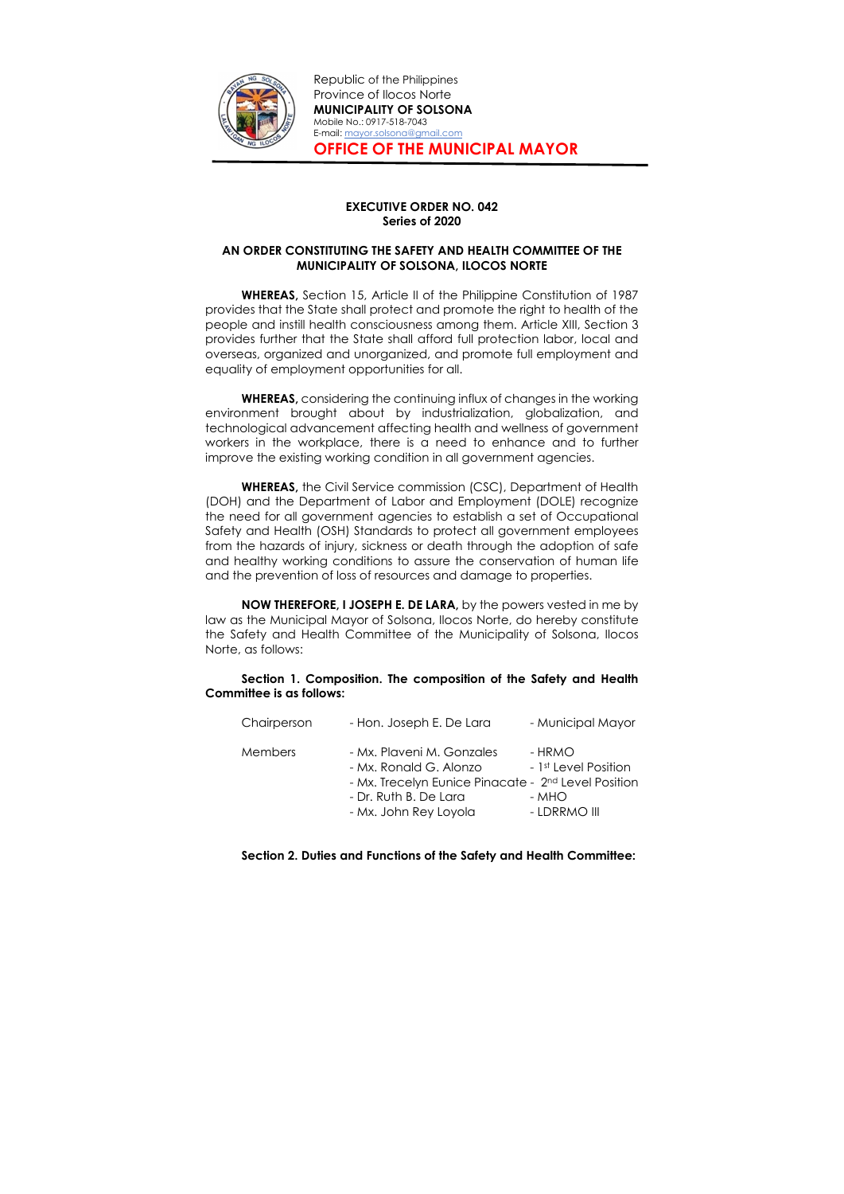Republic of the Philippines
Province of Ilocos Norte
**MUNICIPALITY OF SOLSONA**
Mobile No.: 0917-518-7043
E-mail: mayor.solsona@gmail.com

**OFFICE OF THE MUNICIPAL MAYOR**

**EXECUTIVE ORDER NO. 042**
**Series of 2020**

**AN ORDER CONSTITUTING THE SAFETY AND HEALTH COMMITTEE OF THE MUNICIPALITY OF SOLSONA, ILOCOS NORTE**

**WHEREAS,** Section 15, Article II of the Philippine Constitution of 1987 provides that the State shall protect and promote the right to health of the people and instill health consciousness among them. Article XIII, Section 3 provides further that the State shall afford full protection labor, local and overseas, organized and unorganized, and promote full employment and equality of employment opportunities for all.

**WHEREAS,** considering the continuing influx of changes in the working environment brought about by industrialization, globalization, and technological advancement affecting health and wellness of government workers in the workplace, there is a need to enhance and to further improve the existing working condition in all government agencies.

**WHEREAS,** the Civil Service commission (CSC), Department of Health (DOH) and the Department of Labor and Employment (DOLE) recognize the need for all government agencies to establish a set of Occupational Safety and Health (OSH) Standards to protect all government employees from the hazards of injury, sickness or death through the adoption of safe and healthy working conditions to assure the conservation of human life and the prevention of loss of resources and damage to properties.

**NOW THEREFORE, I JOSEPH E. DE LARA,** by the powers vested in me by law as the Municipal Mayor of Solsona, Ilocos Norte, do hereby constitute the Safety and Health Committee of the Municipality of Solsona, Ilocos Norte, as follows:

**Section 1. Composition. The composition of the Safety and Health Committee is as follows:**

| | | |
|---|---|---|
| Chairperson | - Hon. Joseph E. De Lara | - Municipal Mayor |
| Members | - Mx. Plaveni M. Gonzales | - HRMO |
| | - Mx. Ronald G. Alonzo | - 1st Level Position |
| | - Mx. Trecelyn Eunice Pinacate | - 2nd Level Position |
| | - Dr. Ruth B. De Lara | - MHO |
| | - Mx. John Rey Loyola | - LDRRMO III |

**Section 2. Duties and Functions of the Safety and Health Committee:**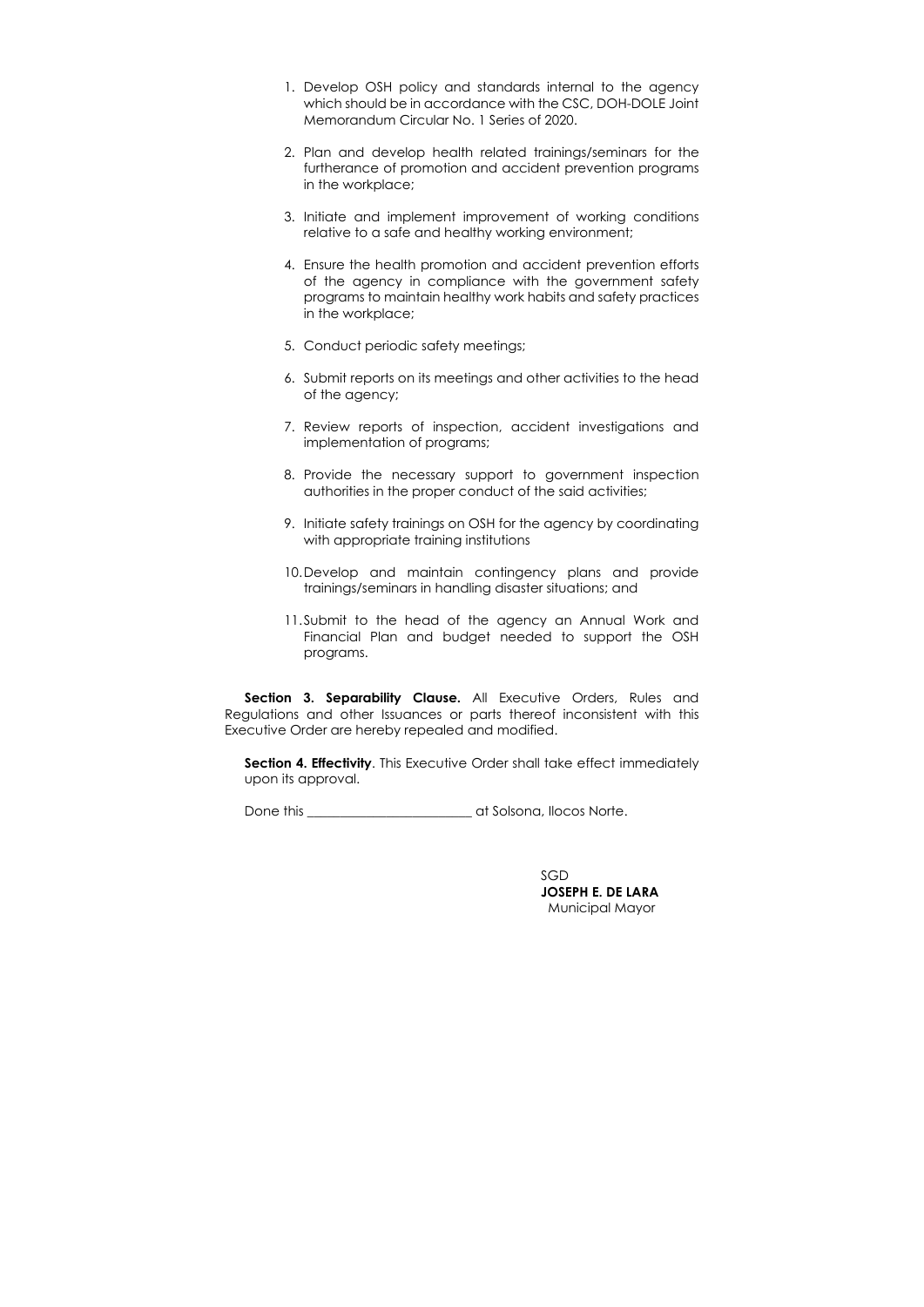1. Develop OSH policy and standards internal to the agency which should be in accordance with the CSC, DOH-DOLE Joint Memorandum Circular No. 1 Series of 2020.

2. Plan and develop health related trainings/seminars for the furtherance of promotion and accident prevention programs in the workplace;

3. Initiate and implement improvement of working conditions relative to a safe and healthy working environment;

4. Ensure the health promotion and accident prevention efforts of the agency in compliance with the government safety programs to maintain healthy work habits and safety practices in the workplace;

5. Conduct periodic safety meetings;

6. Submit reports on its meetings and other activities to the head of the agency;

7. Review reports of inspection, accident investigations and implementation of programs;

8. Provide the necessary support to government inspection authorities in the proper conduct of the said activities;

9. Initiate safety trainings on OSH for the agency by coordinating with appropriate training institutions

10. Develop and maintain contingency plans and provide trainings/seminars in handling disaster situations; and

11. Submit to the head of the agency an Annual Work and Financial Plan and budget needed to support the OSH programs.

**Section 3. Separability Clause.** All Executive Orders, Rules and Regulations and other Issuances or parts thereof inconsistent with this Executive Order are hereby repealed and modified.

**Section 4. Effectivity**. This Executive Order shall take effect immediately upon its approval.

Done this ________________________ at Solsona, Ilocos Norte.

SGD
**JOSEPH E. DE LARA**
Municipal Mayor